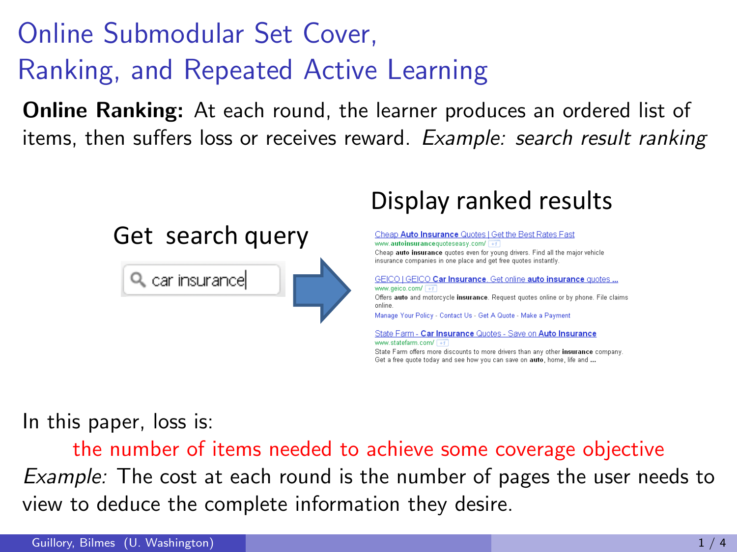# Online Submodular Set Cover, Ranking, and Repeated Active Learning

**Online Ranking:** At each round, the learner produces an ordered list of items, then suffers loss or receives reward. *Example: search result ranking*

Get search query

car insurance

Display ranked results

Cheap **Auto Insurance** Quotes | Get the Best Rates Fast
www.**autoinsurance**quoteseasy.com/
Cheap **auto insurance** quotes even for young drivers. Find all the major vehicle insurance companies in one place and get free quotes instantly.

GEICO | GEICO **Car Insurance**. Get online **auto insurance** quotes ...
www.geico.com/
Offers **auto** and motorcycle **insurance**. Request quotes online or by phone. File claims online.
Manage Your Policy - Contact Us - Get A Quote - Make a Payment

State Farm - **Car Insurance** Quotes - Save on **Auto Insurance**
www.statefarm.com/
State Farm offers more discounts to more drivers than any other **insurance** company. Get a free quote today and see how you can save on **auto**, home, life and **...**

In this paper, loss is:

the number of items needed to achieve some coverage objective

*Example:* The cost at each round is the number of pages the user needs to view to deduce the complete information they desire.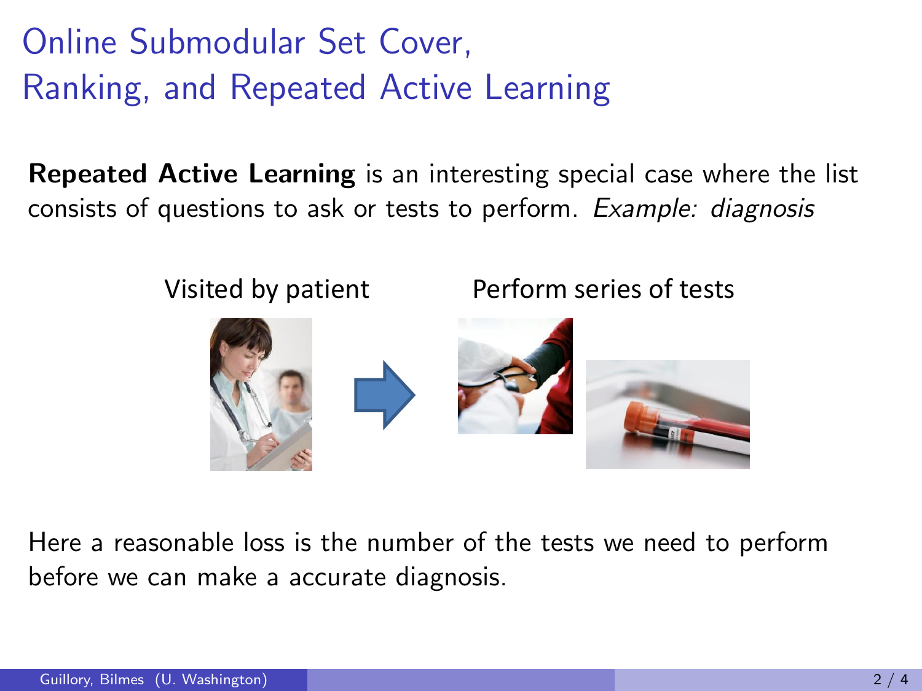# Online Submodular Set Cover, Ranking, and Repeated Active Learning

**Repeated Active Learning** is an interesting special case where the list consists of questions to ask or tests to perform. *Example: diagnosis*

Visited by patient

Perform series of tests

Here a reasonable loss is the number of the tests we need to perform before we can make a accurate diagnosis.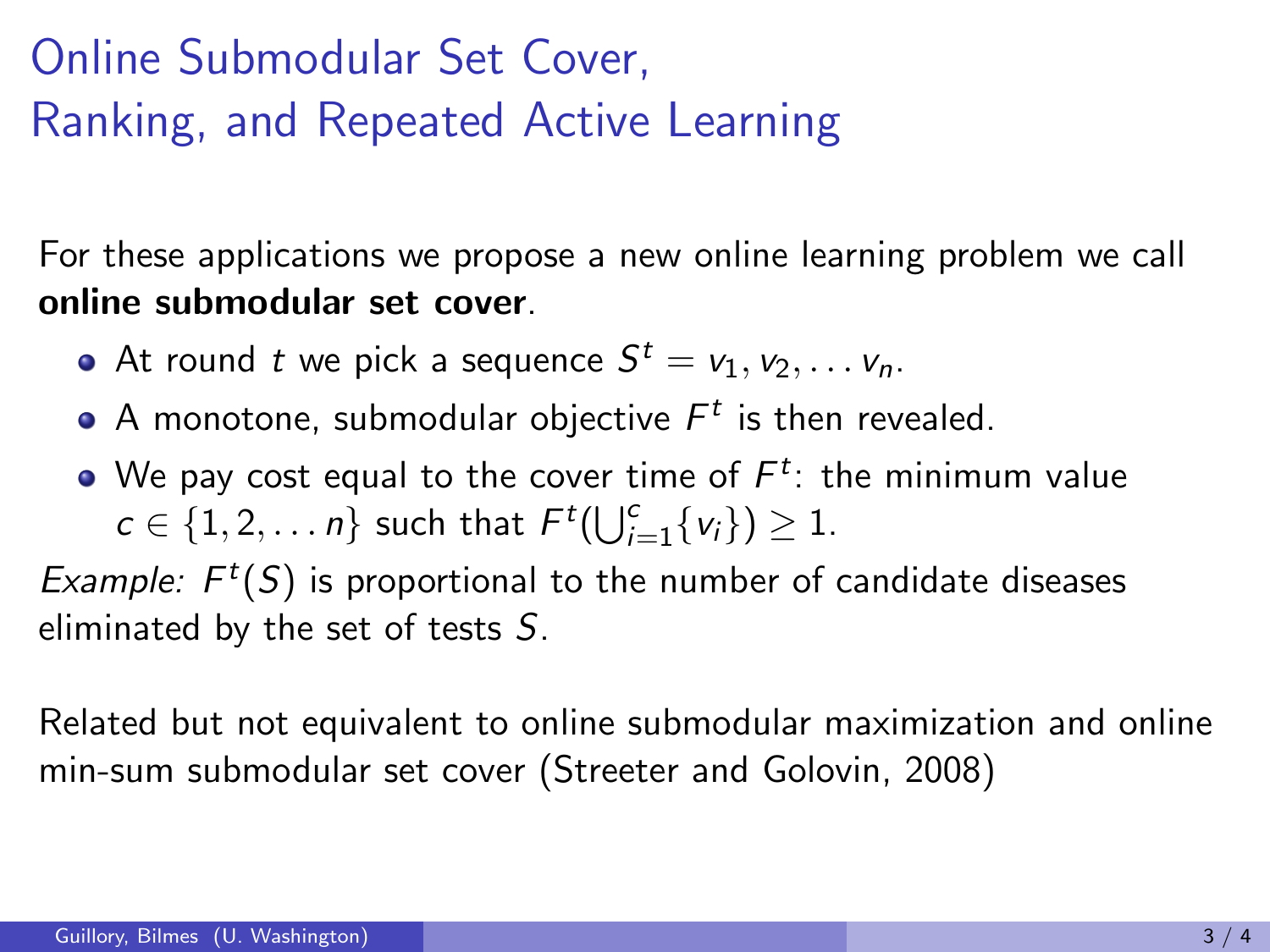# Online Submodular Set Cover, Ranking, and Repeated Active Learning

For these applications we propose a new online learning problem we call **online submodular set cover**.

- At round $t$ we pick a sequence $S^t = v_1, v_2, \ldots v_n$.
- A monotone, submodular objective $F^t$ is then revealed.
- We pay cost equal to the cover time of $F^t$: the minimum value $c \in \{1, 2, \ldots n\}$ such that $F^t(\bigcup_{i=1}^{c}\{v_i\}) \geq 1$.

*Example:* $F^t(S)$ is proportional to the number of candidate diseases eliminated by the set of tests $S$.

Related but not equivalent to online submodular maximization and online min-sum submodular set cover (Streeter and Golovin, 2008)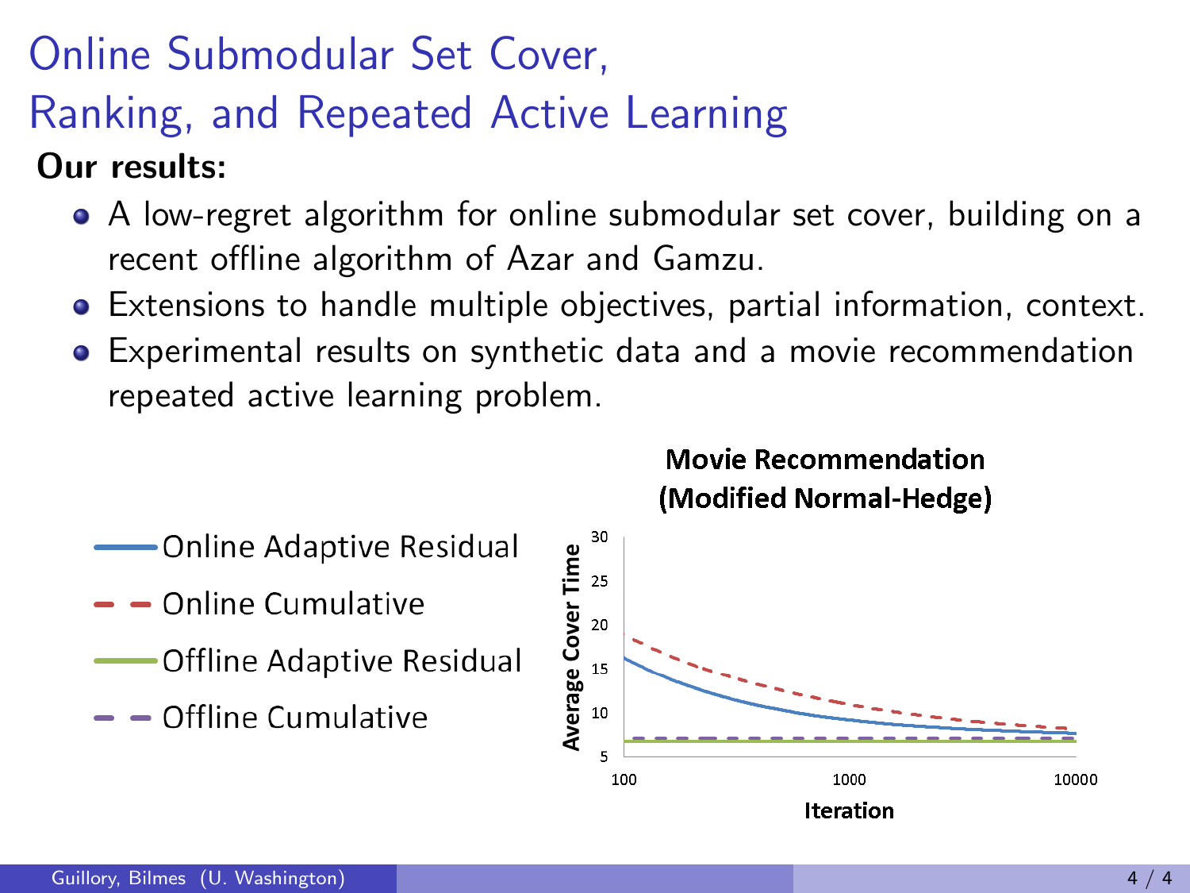# Online Submodular Set Cover, Ranking, and Repeated Active Learning

**Our results:**

- A low-regret algorithm for online submodular set cover, building on a recent offline algorithm of Azar and Gamzu.
- Extensions to handle multiple objectives, partial information, context.
- Experimental results on synthetic data and a movie recommendation repeated active learning problem.

Movie Recommendation
(Modified Normal-Hedge)

Online Adaptive Residual
Online Cumulative
Offline Adaptive Residual
Offline Cumulative

Average Cover Time
30
25
20
15
10
5

Iteration
100
1000
10000